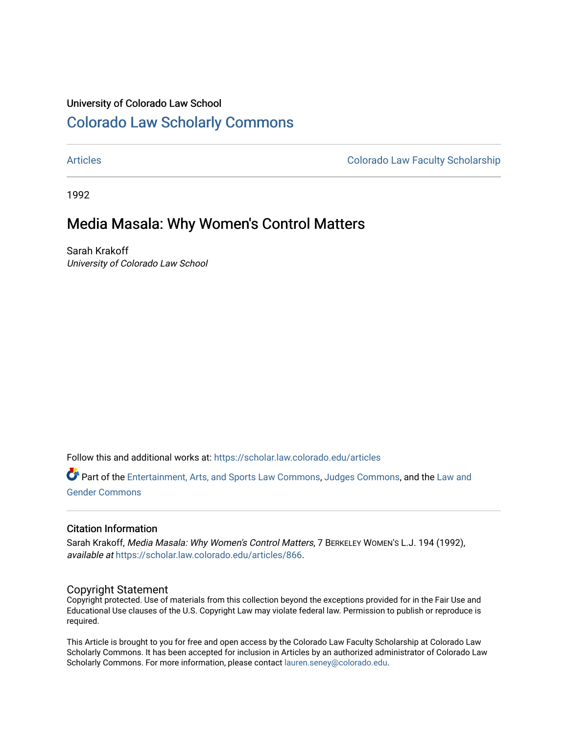University of Colorado Law School

# Colorado Law Scholarly Commons

Articles | Colorado Law Faculty Scholarship

1992

## Media Masala: Why Women's Control Matters

Sarah Krakoff
*University of Colorado Law School*

Follow this and additional works at: https://scholar.law.colorado.edu/articles

Part of the Entertainment, Arts, and Sports Law Commons, Judges Commons, and the Law and Gender Commons

### Citation Information

Sarah Krakoff, *Media Masala: Why Women's Control Matters*, 7 BERKELEY WOMEN'S L.J. 194 (1992), *available at* https://scholar.law.colorado.edu/articles/866.

### Copyright Statement

Copyright protected. Use of materials from this collection beyond the exceptions provided for in the Fair Use and Educational Use clauses of the U.S. Copyright Law may violate federal law. Permission to publish or reproduce is required.

This Article is brought to you for free and open access by the Colorado Law Faculty Scholarship at Colorado Law Scholarly Commons. It has been accepted for inclusion in Articles by an authorized administrator of Colorado Law Scholarly Commons. For more information, please contact lauren.seney@colorado.edu.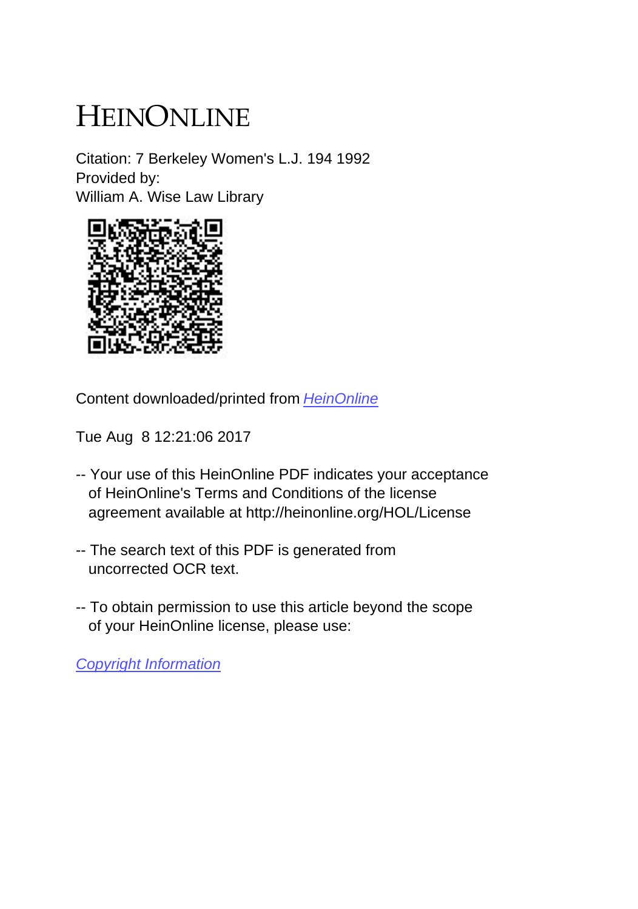# HEINONLINE

Citation: 7 Berkeley Women's L.J. 194 1992
Provided by:
William A. Wise Law Library

Content downloaded/printed from [HeinOnline](http://heinonline.org)

Tue Aug 8 12:21:06 2017

-- Your use of this HeinOnline PDF indicates your acceptance of HeinOnline's Terms and Conditions of the license agreement available at http://heinonline.org/HOL/License

-- The search text of this PDF is generated from uncorrected OCR text.

-- To obtain permission to use this article beyond the scope of your HeinOnline license, please use:

*Copyright Information*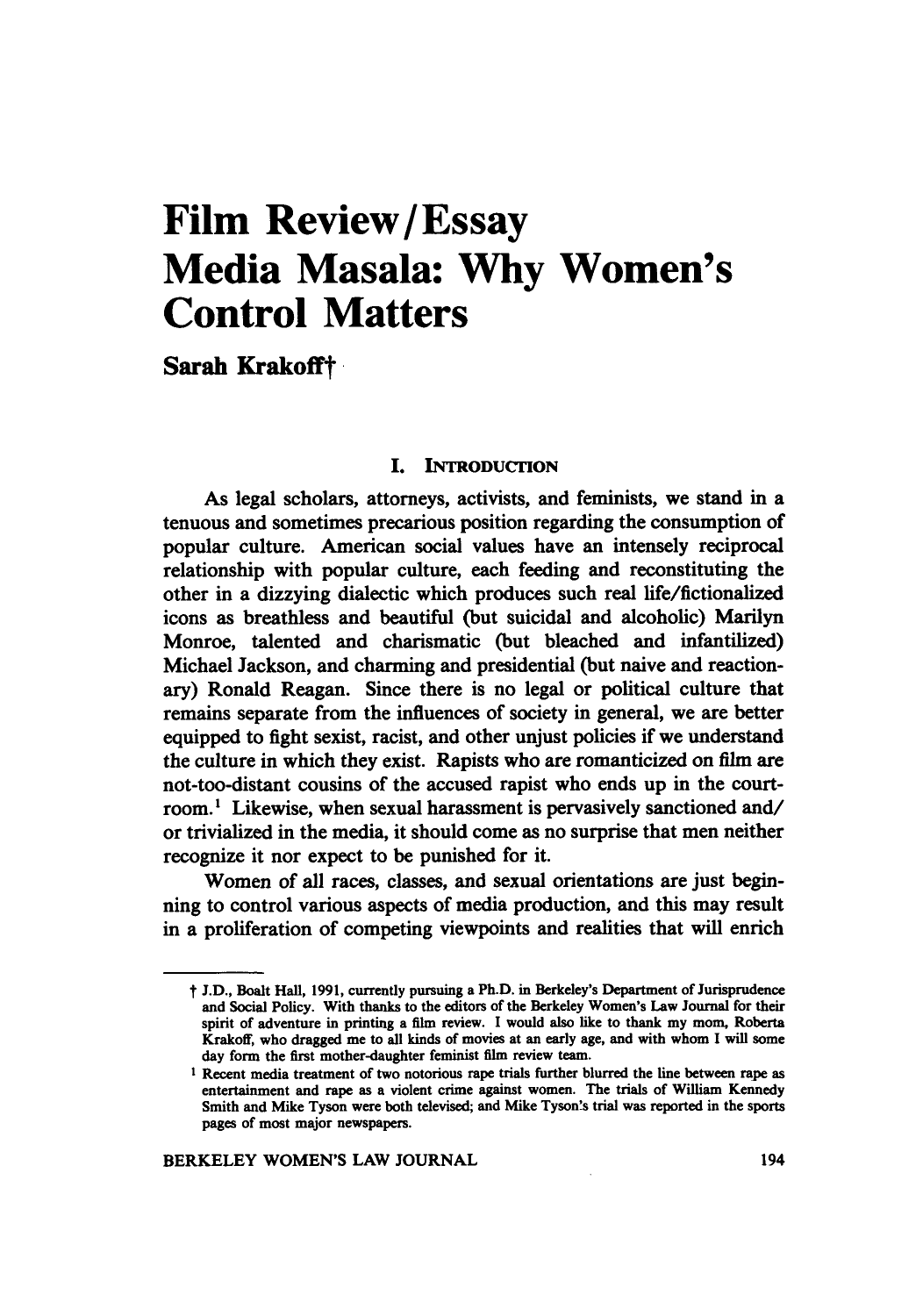# Film Review/Essay
# Media Masala: Why Women's Control Matters

**Sarah Krakoff†**

## I. Introduction

As legal scholars, attorneys, activists, and feminists, we stand in a tenuous and sometimes precarious position regarding the consumption of popular culture. American social values have an intensely reciprocal relationship with popular culture, each feeding and reconstituting the other in a dizzying dialectic which produces such real life/fictionalized icons as breathless and beautiful (but suicidal and alcoholic) Marilyn Monroe, talented and charismatic (but bleached and infantilized) Michael Jackson, and charming and presidential (but naive and reactionary) Ronald Reagan. Since there is no legal or political culture that remains separate from the influences of society in general, we are better equipped to fight sexist, racist, and other unjust policies if we understand the culture in which they exist. Rapists who are romanticized on film are not-too-distant cousins of the accused rapist who ends up in the courtroom.[1] Likewise, when sexual harassment is pervasively sanctioned and/or trivialized in the media, it should come as no surprise that men neither recognize it nor expect to be punished for it.

Women of all races, classes, and sexual orientations are just beginning to control various aspects of media production, and this may result in a proliferation of competing viewpoints and realities that will enrich

---

† J.D., Boalt Hall, 1991, currently pursuing a Ph.D. in Berkeley's Department of Jurisprudence and Social Policy. With thanks to the editors of the Berkeley Women's Law Journal for their spirit of adventure in printing a film review. I would also like to thank my mom, Roberta Krakoff, who dragged me to all kinds of movies at an early age, and with whom I will some day form the first mother-daughter feminist film review team.

[1] Recent media treatment of two notorious rape trials further blurred the line between rape as entertainment and rape as a violent crime against women. The trials of William Kennedy Smith and Mike Tyson were both televised; and Mike Tyson's trial was reported in the sports pages of most major newspapers.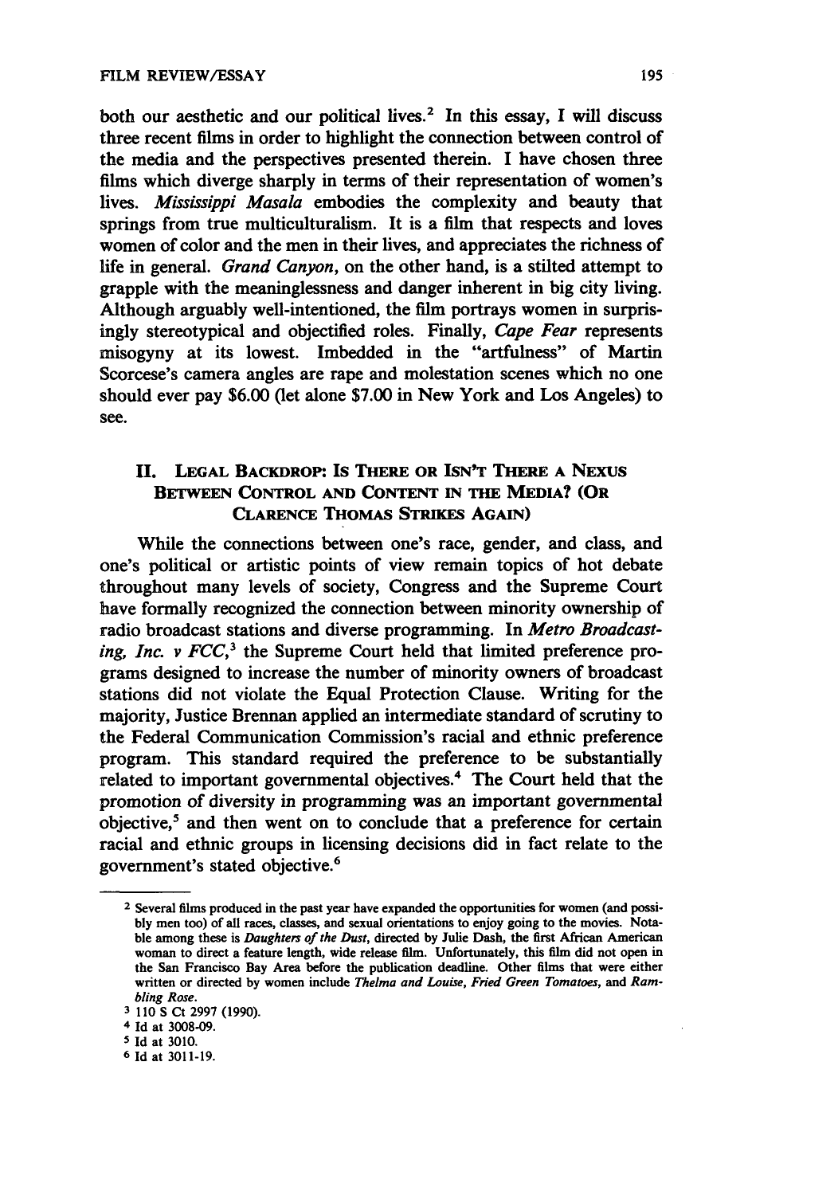both our aesthetic and our political lives.[2] In this essay, I will discuss three recent films in order to highlight the connection between control of the media and the perspectives presented therein. I have chosen three films which diverge sharply in terms of their representation of women's lives. *Mississippi Masala* embodies the complexity and beauty that springs from true multiculturalism. It is a film that respects and loves women of color and the men in their lives, and appreciates the richness of life in general. *Grand Canyon*, on the other hand, is a stilted attempt to grapple with the meaninglessness and danger inherent in big city living. Although arguably well-intentioned, the film portrays women in surprisingly stereotypical and objectified roles. Finally, *Cape Fear* represents misogyny at its lowest. Imbedded in the "artfulness" of Martin Scorcese's camera angles are rape and molestation scenes which no one should ever pay $6.00 (let alone $7.00 in New York and Los Angeles) to see.

## II. Legal Backdrop: Is There or Isn't There a Nexus Between Control and Content in the Media? (Or Clarence Thomas Strikes Again)

While the connections between one's race, gender, and class, and one's political or artistic points of view remain topics of hot debate throughout many levels of society, Congress and the Supreme Court have formally recognized the connection between minority ownership of radio broadcast stations and diverse programming. In *Metro Broadcasting, Inc. v FCC*,[3] the Supreme Court held that limited preference programs designed to increase the number of minority owners of broadcast stations did not violate the Equal Protection Clause. Writing for the majority, Justice Brennan applied an intermediate standard of scrutiny to the Federal Communication Commission's racial and ethnic preference program. This standard required the preference to be substantially related to important governmental objectives.[4] The Court held that the promotion of diversity in programming was an important governmental objective,[5] and then went on to conclude that a preference for certain racial and ethnic groups in licensing decisions did in fact relate to the government's stated objective.[6]

---

[2] Several films produced in the past year have expanded the opportunities for women (and possibly men too) of all races, classes, and sexual orientations to enjoy going to the movies. Notable among these is *Daughters of the Dust*, directed by Julie Dash, the first African American woman to direct a feature length, wide release film. Unfortunately, this film did not open in the San Francisco Bay Area before the publication deadline. Other films that were either written or directed by women include *Thelma and Louise, Fried Green Tomatoes*, and *Rambling Rose*.

[3] 110 S Ct 2997 (1990).

[4] Id at 3008-09.

[5] Id at 3010.

[6] Id at 3011-19.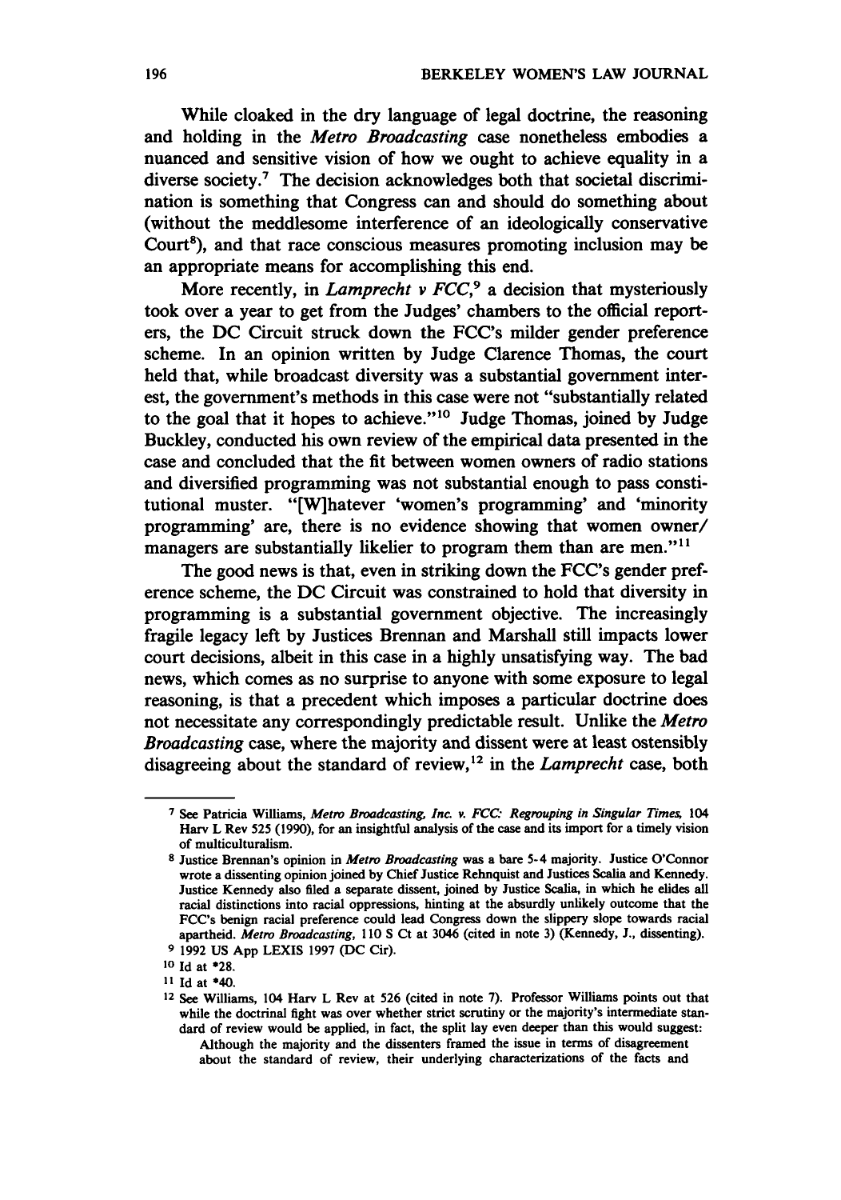While cloaked in the dry language of legal doctrine, the reasoning and holding in the *Metro Broadcasting* case nonetheless embodies a nuanced and sensitive vision of how we ought to achieve equality in a diverse society.[7] The decision acknowledges both that societal discrimination is something that Congress can and should do something about (without the meddlesome interference of an ideologically conservative Court[8]), and that race conscious measures promoting inclusion may be an appropriate means for accomplishing this end.

More recently, in *Lamprecht v FCC*,[9] a decision that mysteriously took over a year to get from the Judges' chambers to the official reporters, the DC Circuit struck down the FCC's milder gender preference scheme. In an opinion written by Judge Clarence Thomas, the court held that, while broadcast diversity was a substantial government interest, the government's methods in this case were not "substantially related to the goal that it hopes to achieve."[10] Judge Thomas, joined by Judge Buckley, conducted his own review of the empirical data presented in the case and concluded that the fit between women owners of radio stations and diversified programming was not substantial enough to pass constitutional muster. "[W]hatever 'women's programming' and 'minority programming' are, there is no evidence showing that women owner/managers are substantially likelier to program them than are men."[11]

The good news is that, even in striking down the FCC's gender preference scheme, the DC Circuit was constrained to hold that diversity in programming is a substantial government objective. The increasingly fragile legacy left by Justices Brennan and Marshall still impacts lower court decisions, albeit in this case in a highly unsatisfying way. The bad news, which comes as no surprise to anyone with some exposure to legal reasoning, is that a precedent which imposes a particular doctrine does not necessitate any correspondingly predictable result. Unlike the *Metro Broadcasting* case, where the majority and dissent were at least ostensibly disagreeing about the standard of review,[12] in the *Lamprecht* case, both

---

[7] See Patricia Williams, *Metro Broadcasting, Inc. v. FCC: Regrouping in Singular Times*, 104 Harv L Rev 525 (1990), for an insightful analysis of the case and its import for a timely vision of multiculturalism.

[8] Justice Brennan's opinion in *Metro Broadcasting* was a bare 5-4 majority. Justice O'Connor wrote a dissenting opinion joined by Chief Justice Rehnquist and Justices Scalia and Kennedy. Justice Kennedy also filed a separate dissent, joined by Justice Scalia, in which he elides all racial distinctions into racial oppressions, hinting at the absurdly unlikely outcome that the FCC's benign racial preference could lead Congress down the slippery slope towards racial apartheid. *Metro Broadcasting*, 110 S Ct at 3046 (cited in note 3) (Kennedy, J., dissenting).

[9] 1992 US App LEXIS 1997 (DC Cir).

[10] Id at *28.

[11] Id at *40.

[12] See Williams, 104 Harv L Rev at 526 (cited in note 7). Professor Williams points out that while the doctrinal fight was over whether strict scrutiny or the majority's intermediate standard of review would be applied, in fact, the split lay even deeper than this would suggest:

> Although the majority and the dissenters framed the issue in terms of disagreement about the standard of review, their underlying characterizations of the facts and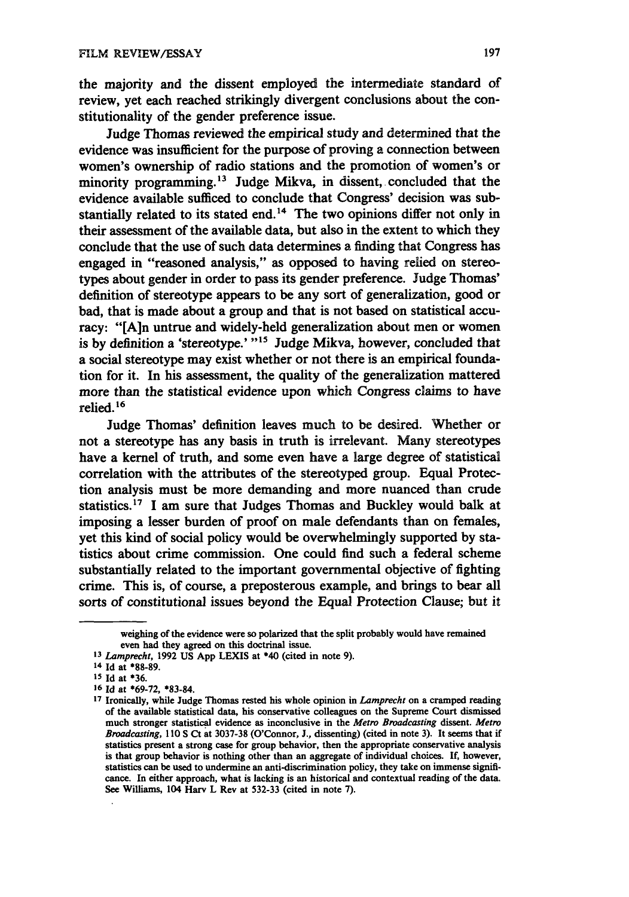the majority and the dissent employed the intermediate standard of review, yet each reached strikingly divergent conclusions about the constitutionality of the gender preference issue.

Judge Thomas reviewed the empirical study and determined that the evidence was insufficient for the purpose of proving a connection between women's ownership of radio stations and the promotion of women's or minority programming.[13] Judge Mikva, in dissent, concluded that the evidence available sufficed to conclude that Congress' decision was substantially related to its stated end.[14] The two opinions differ not only in their assessment of the available data, but also in the extent to which they conclude that the use of such data determines a finding that Congress has engaged in "reasoned analysis," as opposed to having relied on stereotypes about gender in order to pass its gender preference. Judge Thomas' definition of stereotype appears to be any sort of generalization, good or bad, that is made about a group and that is not based on statistical accuracy: "[A]n untrue and widely-held generalization about men or women is by definition a 'stereotype.' "[15] Judge Mikva, however, concluded that a social stereotype may exist whether or not there is an empirical foundation for it. In his assessment, the quality of the generalization mattered more than the statistical evidence upon which Congress claims to have relied.[16]

Judge Thomas' definition leaves much to be desired. Whether or not a stereotype has any basis in truth is irrelevant. Many stereotypes have a kernel of truth, and some even have a large degree of statistical correlation with the attributes of the stereotyped group. Equal Protection analysis must be more demanding and more nuanced than crude statistics.[17] I am sure that Judges Thomas and Buckley would balk at imposing a lesser burden of proof on male defendants than on females, yet this kind of social policy would be overwhelmingly supported by statistics about crime commission. One could find such a federal scheme substantially related to the important governmental objective of fighting crime. This is, of course, a preposterous example, and brings to bear all sorts of constitutional issues beyond the Equal Protection Clause; but it

---

weighing of the evidence were so polarized that the split probably would have remained even had they agreed on this doctrinal issue.

[13] *Lamprecht*, 1992 US App LEXIS at *40 (cited in note 9).

[14] Id at *88-89.

[15] Id at *36.

[16] Id at *69-72, *83-84.

[17] Ironically, while Judge Thomas rested his whole opinion in *Lamprecht* on a cramped reading of the available statistical data, his conservative colleagues on the Supreme Court dismissed much stronger statistical evidence as inconclusive in the *Metro Broadcasting* dissent. *Metro Broadcasting*, 110 S Ct at 3037-38 (O'Connor, J., dissenting) (cited in note 3). It seems that if statistics present a strong case for group behavior, then the appropriate conservative analysis is that group behavior is nothing other than an aggregate of individual choices. If, however, statistics can be used to undermine an anti-discrimination policy, they take on immense significance. In either approach, what is lacking is an historical and contextual reading of the data. See Williams, 104 Harv L Rev at 532-33 (cited in note 7).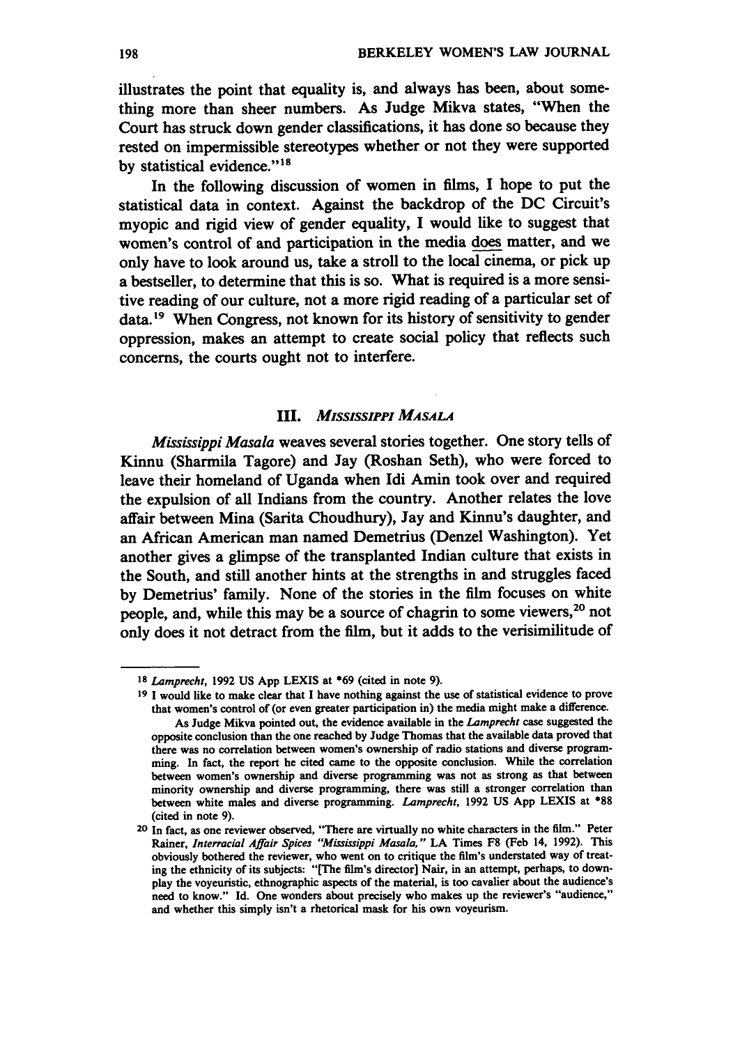illustrates the point that equality is, and always has been, about something more than sheer numbers. As Judge Mikva states, "When the Court has struck down gender classifications, it has done so because they rested on impermissible stereotypes whether or not they were supported by statistical evidence."[18]

In the following discussion of women in films, I hope to put the statistical data in context. Against the backdrop of the DC Circuit's myopic and rigid view of gender equality, I would like to suggest that women's control of and participation in the media does matter, and we only have to look around us, take a stroll to the local cinema, or pick up a bestseller, to determine that this is so. What is required is a more sensitive reading of our culture, not a more rigid reading of a particular set of data.[19] When Congress, not known for its history of sensitivity to gender oppression, makes an attempt to create social policy that reflects such concerns, the courts ought not to interfere.

## III. *Mississippi Masala*

*Mississippi Masala* weaves several stories together. One story tells of Kinnu (Sharmila Tagore) and Jay (Roshan Seth), who were forced to leave their homeland of Uganda when Idi Amin took over and required the expulsion of all Indians from the country. Another relates the love affair between Mina (Sarita Choudhury), Jay and Kinnu's daughter, and an African American man named Demetrius (Denzel Washington). Yet another gives a glimpse of the transplanted Indian culture that exists in the South, and still another hints at the strengths in and struggles faced by Demetrius' family. None of the stories in the film focuses on white people, and, while this may be a source of chagrin to some viewers,[20] not only does it not detract from the film, but it adds to the verisimilitude of

---

[18] *Lamprecht*, 1992 US App LEXIS at *69 (cited in note 9).

[19] I would like to make clear that I have nothing against the use of statistical evidence to prove that women's control of (or even greater participation in) the media might make a difference.

As Judge Mikva pointed out, the evidence available in the *Lamprecht* case suggested the opposite conclusion than the one reached by Judge Thomas that the available data proved that there was no correlation between women's ownership of radio stations and diverse programming. In fact, the report he cited came to the opposite conclusion. While the correlation between women's ownership and diverse programming was not as strong as that between minority ownership and diverse programming, there was still a stronger correlation than between white males and diverse programming. *Lamprecht*, 1992 US App LEXIS at *88 (cited in note 9).

[20] In fact, as one reviewer observed, "There are virtually no white characters in the film." Peter Rainer, *Interracial Affair Spices "Mississippi Masala,"* LA Times F8 (Feb 14, 1992). This obviously bothered the reviewer, who went on to critique the film's understated way of treating the ethnicity of its subjects: "[The film's director] Nair, in an attempt, perhaps, to downplay the voyeuristic, ethnographic aspects of the material, is too cavalier about the audience's need to know." Id. One wonders about precisely who makes up the reviewer's "audience," and whether this simply isn't a rhetorical mask for his own voyeurism.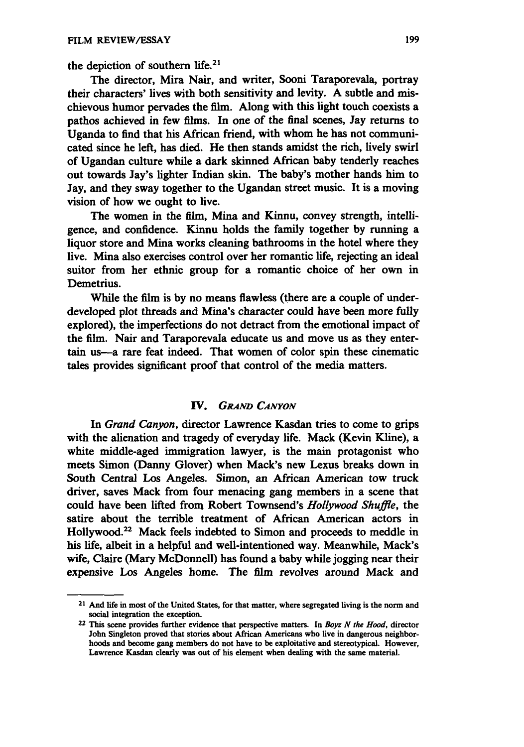the depiction of southern life.[21]

The director, Mira Nair, and writer, Sooni Taraporevala, portray their characters' lives with both sensitivity and levity. A subtle and mischievous humor pervades the film. Along with this light touch coexists a pathos achieved in few films. In one of the final scenes, Jay returns to Uganda to find that his African friend, with whom he has not communicated since he left, has died. He then stands amidst the rich, lively swirl of Ugandan culture while a dark skinned African baby tenderly reaches out towards Jay's lighter Indian skin. The baby's mother hands him to Jay, and they sway together to the Ugandan street music. It is a moving vision of how we ought to live.

The women in the film, Mina and Kinnu, convey strength, intelligence, and confidence. Kinnu holds the family together by running a liquor store and Mina works cleaning bathrooms in the hotel where they live. Mina also exercises control over her romantic life, rejecting an ideal suitor from her ethnic group for a romantic choice of her own in Demetrius.

While the film is by no means flawless (there are a couple of underdeveloped plot threads and Mina's character could have been more fully explored), the imperfections do not detract from the emotional impact of the film. Nair and Taraporevala educate us and move us as they entertain us—a rare feat indeed. That women of color spin these cinematic tales provides significant proof that control of the media matters.

## IV. *Grand Canyon*

In *Grand Canyon*, director Lawrence Kasdan tries to come to grips with the alienation and tragedy of everyday life. Mack (Kevin Kline), a white middle-aged immigration lawyer, is the main protagonist who meets Simon (Danny Glover) when Mack's new Lexus breaks down in South Central Los Angeles. Simon, an African American tow truck driver, saves Mack from four menacing gang members in a scene that could have been lifted from Robert Townsend's *Hollywood Shuffle*, the satire about the terrible treatment of African American actors in Hollywood.[22] Mack feels indebted to Simon and proceeds to meddle in his life, albeit in a helpful and well-intentioned way. Meanwhile, Mack's wife, Claire (Mary McDonnell) has found a baby while jogging near their expensive Los Angeles home. The film revolves around Mack and

---

[21] And life in most of the United States, for that matter, where segregated living is the norm and social integration the exception.

[22] This scene provides further evidence that perspective matters. In *Boyz N the Hood*, director John Singleton proved that stories about African Americans who live in dangerous neighborhoods and become gang members do not have to be exploitative and stereotypical. However, Lawrence Kasdan clearly was out of his element when dealing with the same material.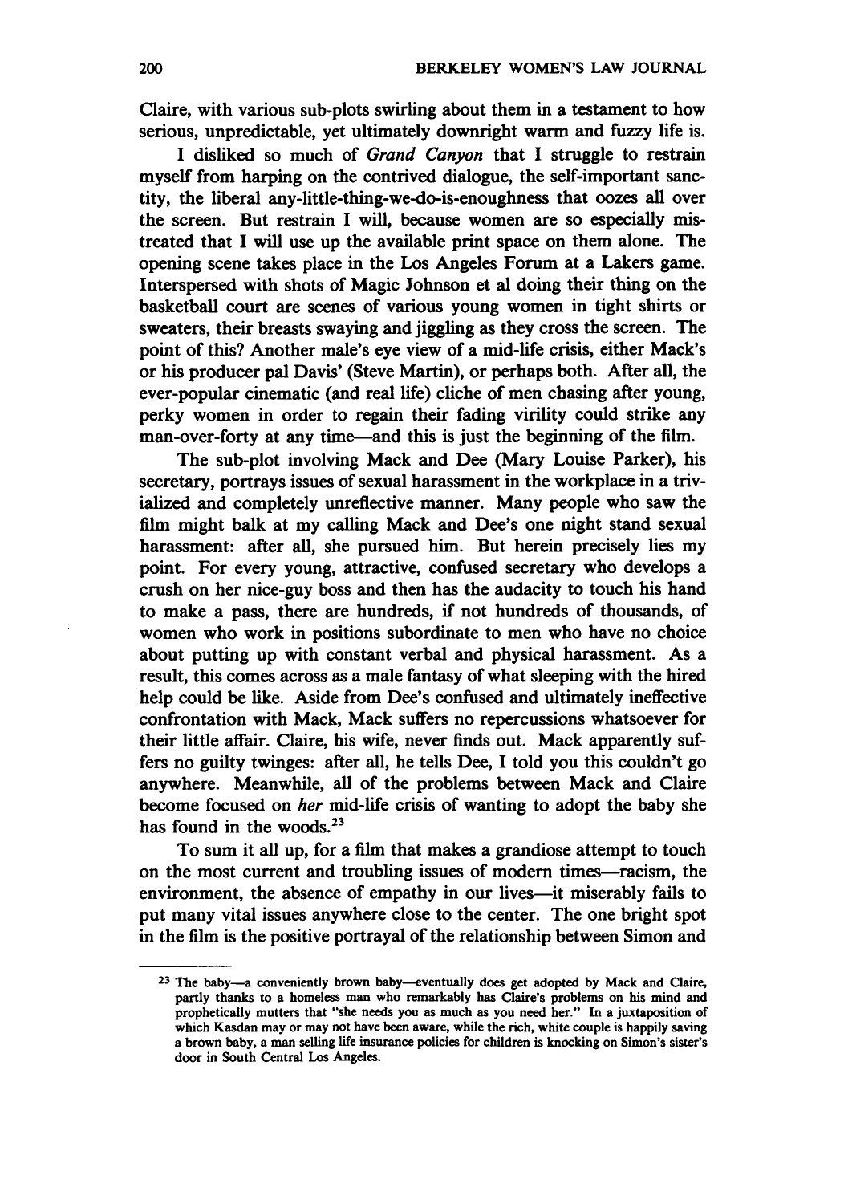Claire, with various sub-plots swirling about them in a testament to how serious, unpredictable, yet ultimately downright warm and fuzzy life is.

I disliked so much of *Grand Canyon* that I struggle to restrain myself from harping on the contrived dialogue, the self-important sanctity, the liberal any-little-thing-we-do-is-enoughness that oozes all over the screen. But restrain I will, because women are so especially mistreated that I will use up the available print space on them alone. The opening scene takes place in the Los Angeles Forum at a Lakers game. Interspersed with shots of Magic Johnson et al doing their thing on the basketball court are scenes of various young women in tight shirts or sweaters, their breasts swaying and jiggling as they cross the screen. The point of this? Another male's eye view of a mid-life crisis, either Mack's or his producer pal Davis' (Steve Martin), or perhaps both. After all, the ever-popular cinematic (and real life) cliche of men chasing after young, perky women in order to regain their fading virility could strike any man-over-forty at any time—and this is just the beginning of the film.

The sub-plot involving Mack and Dee (Mary Louise Parker), his secretary, portrays issues of sexual harassment in the workplace in a trivialized and completely unreflective manner. Many people who saw the film might balk at my calling Mack and Dee's one night stand sexual harassment: after all, she pursued him. But herein precisely lies my point. For every young, attractive, confused secretary who develops a crush on her nice-guy boss and then has the audacity to touch his hand to make a pass, there are hundreds, if not hundreds of thousands, of women who work in positions subordinate to men who have no choice about putting up with constant verbal and physical harassment. As a result, this comes across as a male fantasy of what sleeping with the hired help could be like. Aside from Dee's confused and ultimately ineffective confrontation with Mack, Mack suffers no repercussions whatsoever for their little affair. Claire, his wife, never finds out. Mack apparently suffers no guilty twinges: after all, he tells Dee, I told you this couldn't go anywhere. Meanwhile, all of the problems between Mack and Claire become focused on *her* mid-life crisis of wanting to adopt the baby she has found in the woods.[23]

To sum it all up, for a film that makes a grandiose attempt to touch on the most current and troubling issues of modern times—racism, the environment, the absence of empathy in our lives—it miserably fails to put many vital issues anywhere close to the center. The one bright spot in the film is the positive portrayal of the relationship between Simon and

---

[23] The baby—a conveniently brown baby—eventually does get adopted by Mack and Claire, partly thanks to a homeless man who remarkably has Claire's problems on his mind and prophetically mutters that "she needs you as much as you need her." In a juxtaposition of which Kasdan may or may not have been aware, while the rich, white couple is happily saving a brown baby, a man selling life insurance policies for children is knocking on Simon's sister's door in South Central Los Angeles.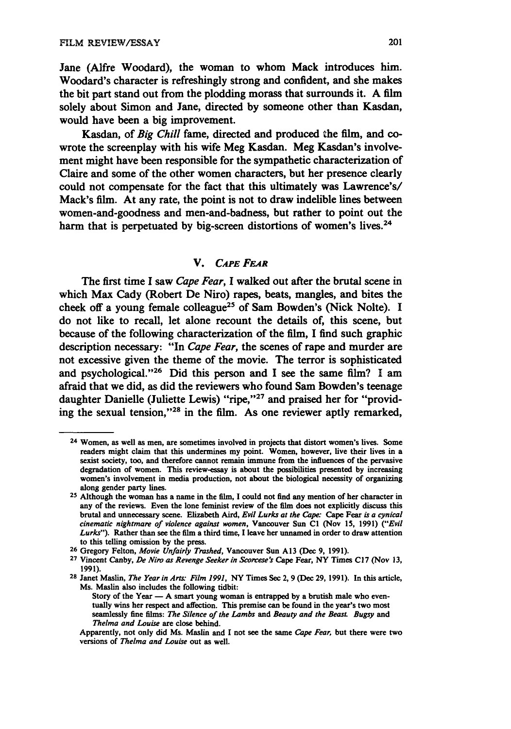Jane (Alfre Woodard), the woman to whom Mack introduces him. Woodard's character is refreshingly strong and confident, and she makes the bit part stand out from the plodding morass that surrounds it. A film solely about Simon and Jane, directed by someone other than Kasdan, would have been a big improvement.

Kasdan, of *Big Chill* fame, directed and produced the film, and co-wrote the screenplay with his wife Meg Kasdan. Meg Kasdan's involvement might have been responsible for the sympathetic characterization of Claire and some of the other women characters, but her presence clearly could not compensate for the fact that this ultimately was Lawrence's/ Mack's film. At any rate, the point is not to draw indelible lines between women-and-goodness and men-and-badness, but rather to point out the harm that is perpetuated by big-screen distortions of women's lives.[24]

## V. *CAPE FEAR*

The first time I saw *Cape Fear*, I walked out after the brutal scene in which Max Cady (Robert De Niro) rapes, beats, mangles, and bites the cheek off a young female colleague[25] of Sam Bowden's (Nick Nolte). I do not like to recall, let alone recount the details of, this scene, but because of the following characterization of the film, I find such graphic description necessary: "In *Cape Fear*, the scenes of rape and murder are not excessive given the theme of the movie. The terror is sophisticated and psychological."[26] Did this person and I see the same film? I am afraid that we did, as did the reviewers who found Sam Bowden's teenage daughter Danielle (Juliette Lewis) "ripe,"[27] and praised her for "providing the sexual tension,"[28] in the film. As one reviewer aptly remarked,

---

[24] Women, as well as men, are sometimes involved in projects that distort women's lives. Some readers might claim that this undermines my point. Women, however, live their lives in a sexist society, too, and therefore cannot remain immune from the influences of the pervasive degradation of women. This review-essay is about the possibilities presented by increasing women's involvement in media production, not about the biological necessity of organizing along gender party lines.

[25] Although the woman has a name in the film, I could not find any mention of her character in any of the reviews. Even the lone feminist review of the film does not explicitly discuss this brutal and unnecessary scene. Elizabeth Aird, *Evil Lurks at the Cape: Cape Fear is a cynical cinematic nightmare of violence against women*, Vancouver Sun C1 (Nov 15, 1991) ("*Evil Lurks*"). Rather than see the film a third time, I leave her unnamed in order to draw attention to this telling omission by the press.

[26] Gregory Felton, *Movie Unfairly Trashed*, Vancouver Sun A13 (Dec 9, 1991).

[27] Vincent Canby, *De Niro as Revenge Seeker in Scorcese's Cape Fear*, NY Times C17 (Nov 13, 1991).

[28] Janet Maslin, *The Year in Arts: Film 1991*, NY Times Sec 2, 9 (Dec 29, 1991). In this article, Ms. Maslin also includes the following tidbit:

Story of the Year — A smart young woman is entrapped by a brutish male who eventually wins her respect and affection. This premise can be found in the year's two most seamlessly fine films: *The Silence of the Lambs* and *Beauty and the Beast*. *Bugsy* and *Thelma and Louise* are close behind.

Apparently, not only did Ms. Maslin and I not see the same *Cape Fear*, but there were two versions of *Thelma and Louise* out as well.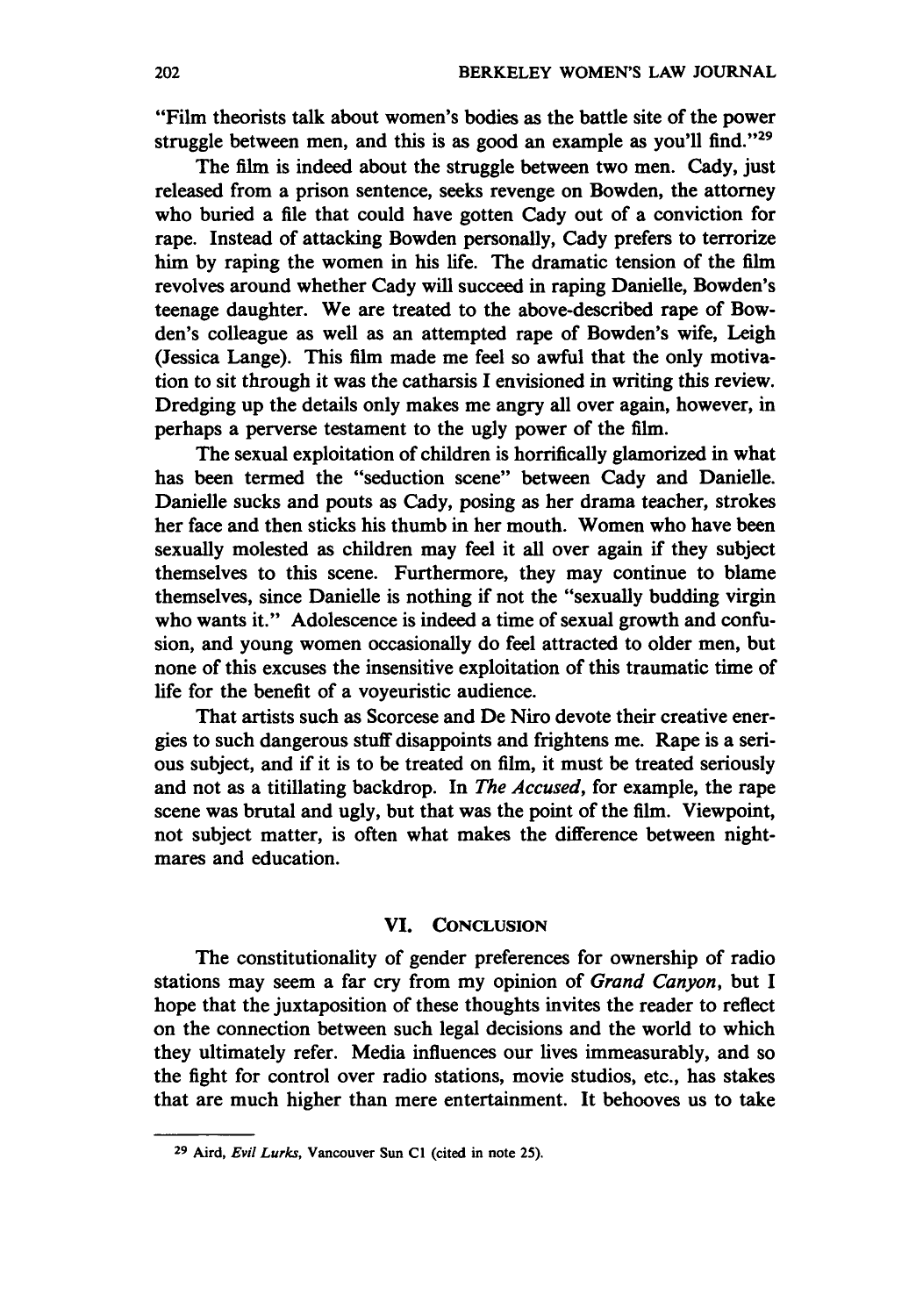"Film theorists talk about women's bodies as the battle site of the power struggle between men, and this is as good an example as you'll find."[29]

The film is indeed about the struggle between two men. Cady, just released from a prison sentence, seeks revenge on Bowden, the attorney who buried a file that could have gotten Cady out of a conviction for rape. Instead of attacking Bowden personally, Cady prefers to terrorize him by raping the women in his life. The dramatic tension of the film revolves around whether Cady will succeed in raping Danielle, Bowden's teenage daughter. We are treated to the above-described rape of Bowden's colleague as well as an attempted rape of Bowden's wife, Leigh (Jessica Lange). This film made me feel so awful that the only motivation to sit through it was the catharsis I envisioned in writing this review. Dredging up the details only makes me angry all over again, however, in perhaps a perverse testament to the ugly power of the film.

The sexual exploitation of children is horrifically glamorized in what has been termed the "seduction scene" between Cady and Danielle. Danielle sucks and pouts as Cady, posing as her drama teacher, strokes her face and then sticks his thumb in her mouth. Women who have been sexually molested as children may feel it all over again if they subject themselves to this scene. Furthermore, they may continue to blame themselves, since Danielle is nothing if not the "sexually budding virgin who wants it." Adolescence is indeed a time of sexual growth and confusion, and young women occasionally do feel attracted to older men, but none of this excuses the insensitive exploitation of this traumatic time of life for the benefit of a voyeuristic audience.

That artists such as Scorcese and De Niro devote their creative energies to such dangerous stuff disappoints and frightens me. Rape is a serious subject, and if it is to be treated on film, it must be treated seriously and not as a titillating backdrop. In *The Accused*, for example, the rape scene was brutal and ugly, but that was the point of the film. Viewpoint, not subject matter, is often what makes the difference between nightmares and education.

## VI. Conclusion

The constitutionality of gender preferences for ownership of radio stations may seem a far cry from my opinion of *Grand Canyon*, but I hope that the juxtaposition of these thoughts invites the reader to reflect on the connection between such legal decisions and the world to which they ultimately refer. Media influences our lives immeasurably, and so the fight for control over radio stations, movie studios, etc., has stakes that are much higher than mere entertainment. It behooves us to take

---

[29] Aird, *Evil Lurks*, Vancouver Sun C1 (cited in note 25).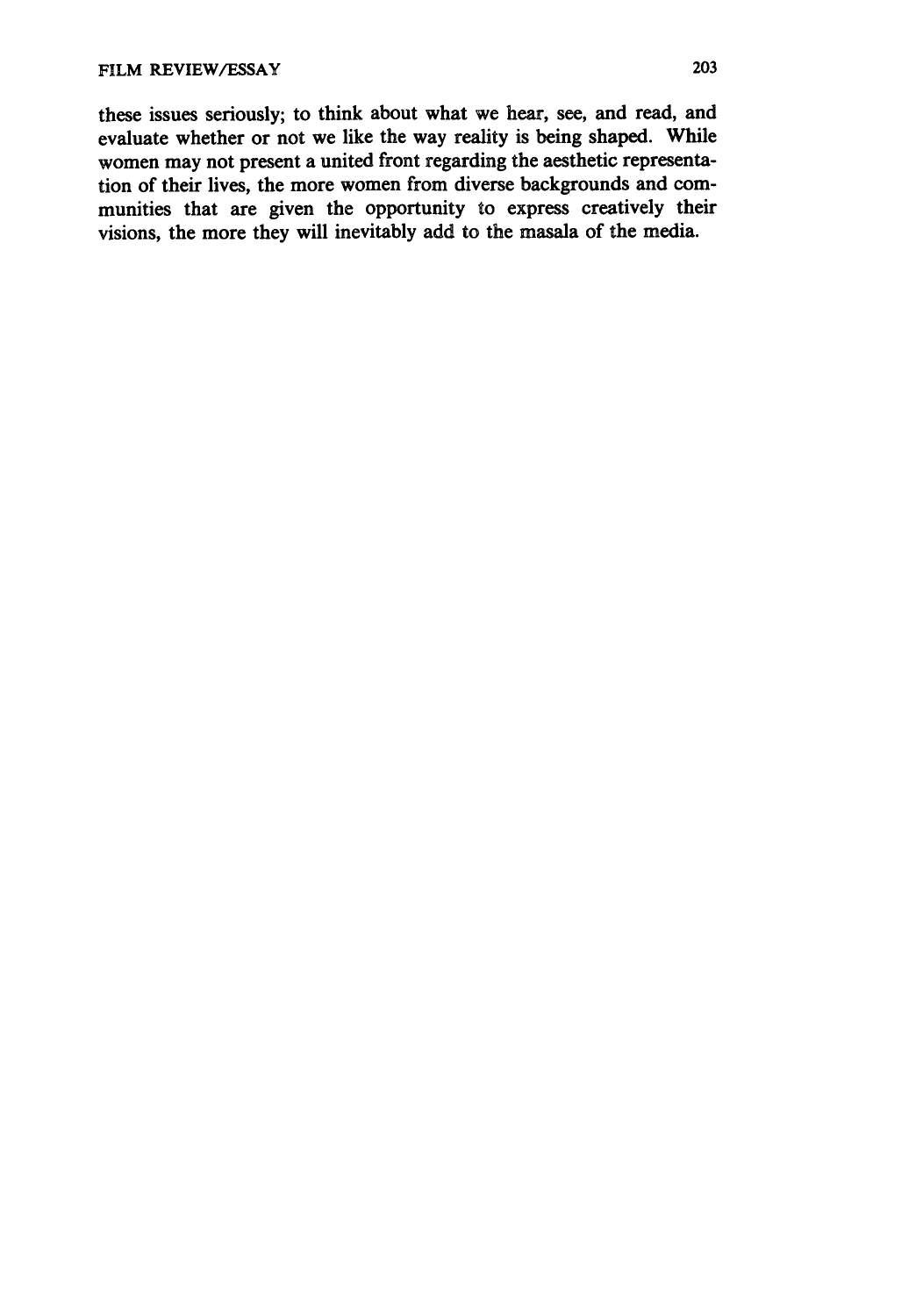these issues seriously; to think about what we hear, see, and read, and evaluate whether or not we like the way reality is being shaped. While women may not present a united front regarding the aesthetic representation of their lives, the more women from diverse backgrounds and communities that are given the opportunity to express creatively their visions, the more they will inevitably add to the masala of the media.